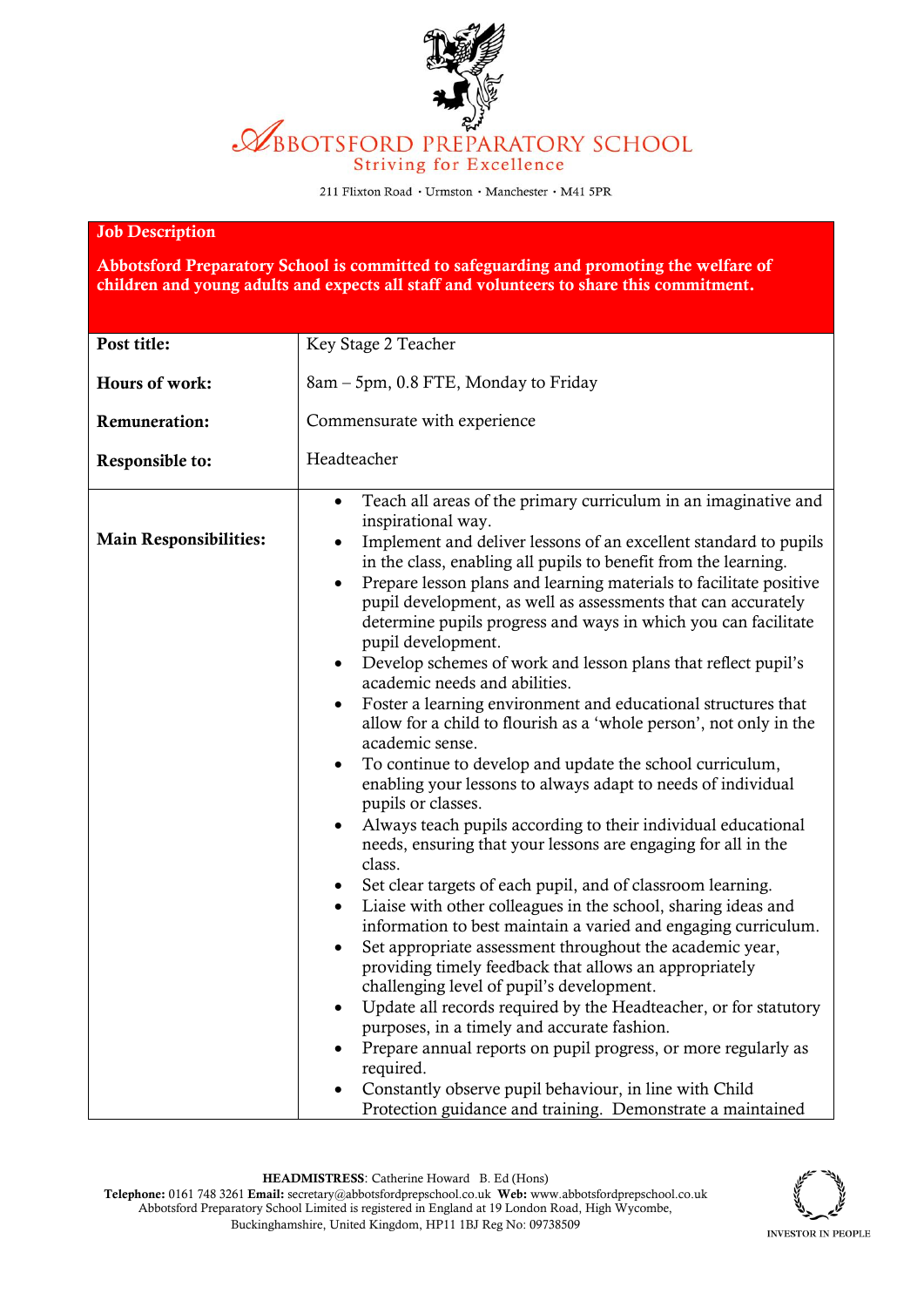# Abbotsford Preparatory School

Striving for Excellence

211 Flixton Road · Urmston · Manchester · M41 5PR

## Job Description

**Abbotsford Preparatory School is committed to safeguarding and promoting the welfare of children and young adults and expects all staff and volunteers to share this commitment.**

| | |
|---|---|
| **Post title:** | Key Stage 2 Teacher |
| **Hours of work:** | 8am – 5pm, 0.8 FTE, Monday to Friday |
| **Remuneration:** | Commensurate with experience |
| **Responsible to:** | Headteacher |

**Main Responsibilities:**

- Teach all areas of the primary curriculum in an imaginative and inspirational way.
- Implement and deliver lessons of an excellent standard to pupils in the class, enabling all pupils to benefit from the learning.
- Prepare lesson plans and learning materials to facilitate positive pupil development, as well as assessments that can accurately determine pupils progress and ways in which you can facilitate pupil development.
- Develop schemes of work and lesson plans that reflect pupil's academic needs and abilities.
- Foster a learning environment and educational structures that allow for a child to flourish as a 'whole person', not only in the academic sense.
- To continue to develop and update the school curriculum, enabling your lessons to always adapt to needs of individual pupils or classes.
- Always teach pupils according to their individual educational needs, ensuring that your lessons are engaging for all in the class.
- Set clear targets of each pupil, and of classroom learning.
- Liaise with other colleagues in the school, sharing ideas and information to best maintain a varied and engaging curriculum.
- Set appropriate assessment throughout the academic year, providing timely feedback that allows an appropriately challenging level of pupil's development.
- Update all records required by the Headteacher, or for statutory purposes, in a timely and accurate fashion.
- Prepare annual reports on pupil progress, or more regularly as required.
- Constantly observe pupil behaviour, in line with Child Protection guidance and training. Demonstrate a maintained

**HEADMISTRESS**: Catherine Howard B. Ed (Hons)

**Telephone:** 0161 748 3261 **Email:** secretary@abbotsfordprepschool.co.uk **Web:** www.abbotsfordprepschool.co.uk

Abbotsford Preparatory School Limited is registered in England at 19 London Road, High Wycombe, Buckinghamshire, United Kingdom, HP11 1BJ Reg No: 09738509

INVESTOR IN PEOPLE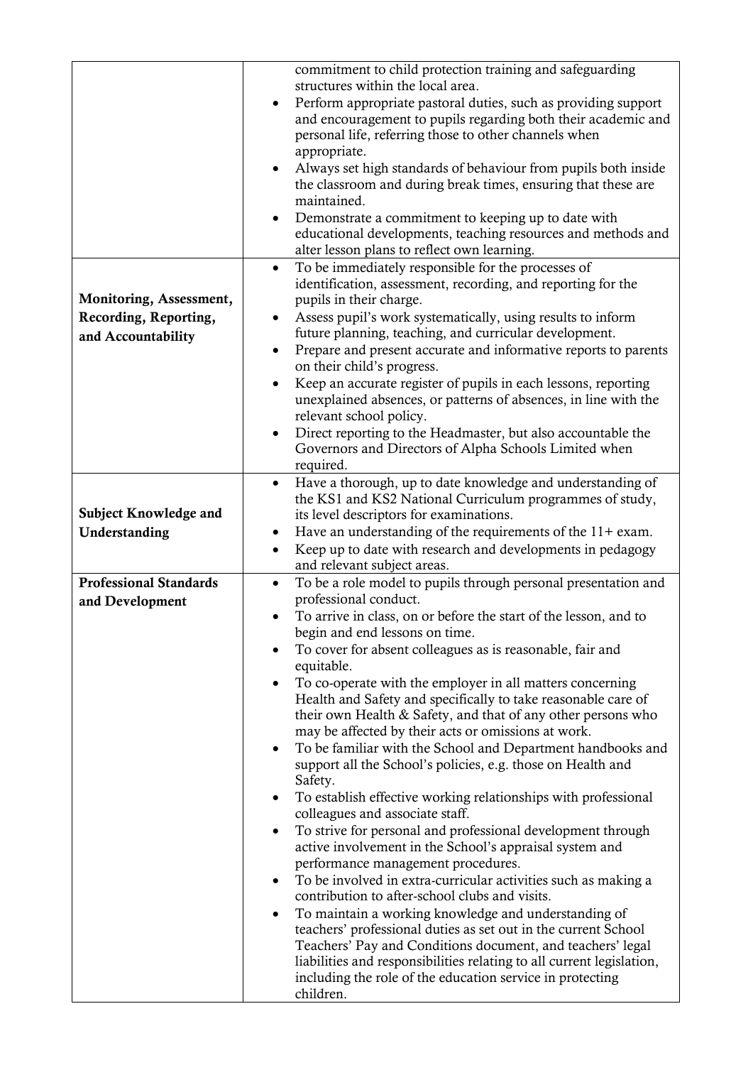| | |
|---|---|
| | commitment to child protection training and safeguarding structures within the local area.<br>• Perform appropriate pastoral duties, such as providing support and encouragement to pupils regarding both their academic and personal life, referring those to other channels when appropriate.<br>• Always set high standards of behaviour from pupils both inside the classroom and during break times, ensuring that these are maintained.<br>• Demonstrate a commitment to keeping up to date with educational developments, teaching resources and methods and alter lesson plans to reflect own learning. |
| **Monitoring, Assessment, Recording, Reporting, and Accountability** | • To be immediately responsible for the processes of identification, assessment, recording, and reporting for the pupils in their charge.<br>• Assess pupil's work systematically, using results to inform future planning, teaching, and curricular development.<br>• Prepare and present accurate and informative reports to parents on their child's progress.<br>• Keep an accurate register of pupils in each lessons, reporting unexplained absences, or patterns of absences, in line with the relevant school policy.<br>• Direct reporting to the Headmaster, but also accountable the Governors and Directors of Alpha Schools Limited when required. |
| **Subject Knowledge and Understanding** | • Have a thorough, up to date knowledge and understanding of the KS1 and KS2 National Curriculum programmes of study, its level descriptors for examinations.<br>• Have an understanding of the requirements of the 11+ exam.<br>• Keep up to date with research and developments in pedagogy and relevant subject areas. |
| **Professional Standards and Development** | • To be a role model to pupils through personal presentation and professional conduct.<br>• To arrive in class, on or before the start of the lesson, and to begin and end lessons on time.<br>• To cover for absent colleagues as is reasonable, fair and equitable.<br>• To co-operate with the employer in all matters concerning Health and Safety and specifically to take reasonable care of their own Health & Safety, and that of any other persons who may be affected by their acts or omissions at work.<br>• To be familiar with the School and Department handbooks and support all the School's policies, e.g. those on Health and Safety.<br>• To establish effective working relationships with professional colleagues and associate staff.<br>• To strive for personal and professional development through active involvement in the School's appraisal system and performance management procedures.<br>• To be involved in extra-curricular activities such as making a contribution to after-school clubs and visits.<br>• To maintain a working knowledge and understanding of teachers' professional duties as set out in the current School Teachers' Pay and Conditions document, and teachers' legal liabilities and responsibilities relating to all current legislation, including the role of the education service in protecting children. |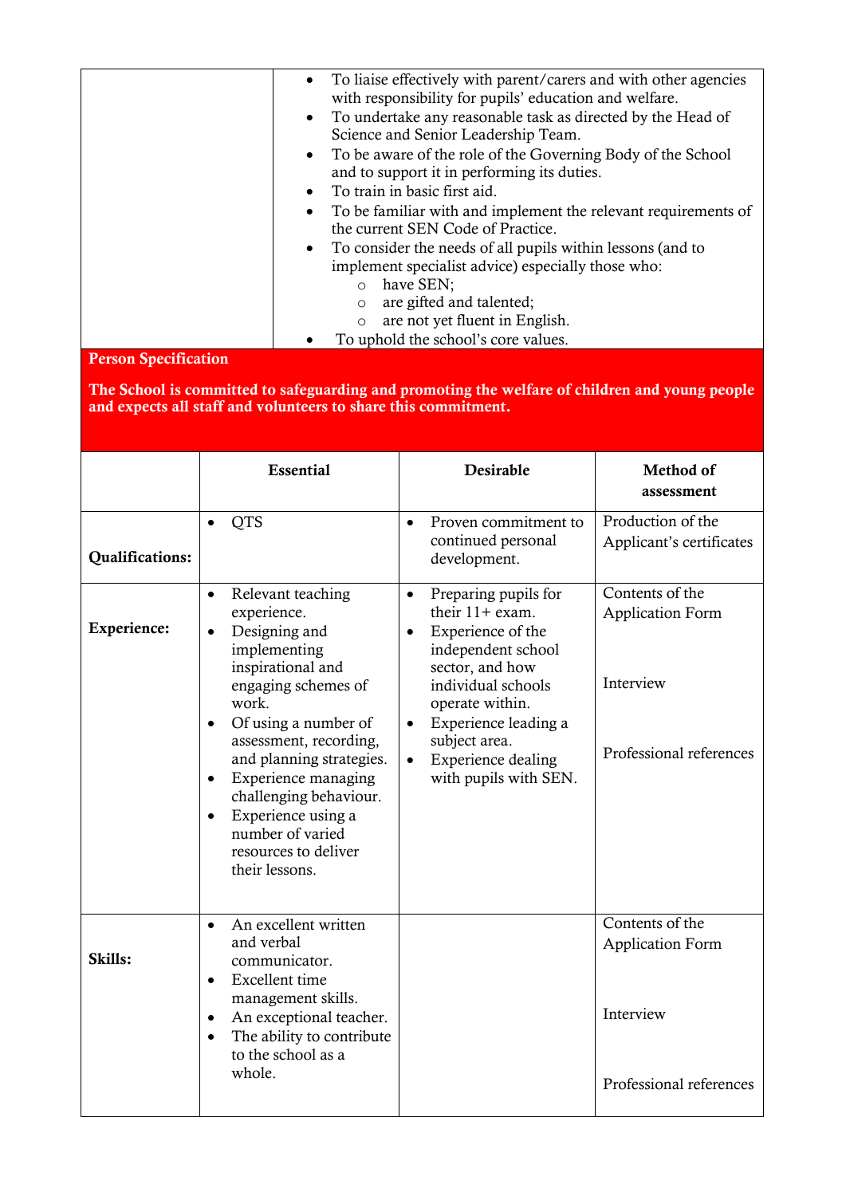- To liaise effectively with parent/carers and with other agencies with responsibility for pupils' education and welfare.
- To undertake any reasonable task as directed by the Head of Science and Senior Leadership Team.
- To be aware of the role of the Governing Body of the School and to support it in performing its duties.
- To train in basic first aid.
- To be familiar with and implement the relevant requirements of the current SEN Code of Practice.
- To consider the needs of all pupils within lessons (and to implement specialist advice) especially those who:
  - have SEN;
  - are gifted and talented;
  - are not yet fluent in English.
- To uphold the school's core values.

**Person Specification**

**The School is committed to safeguarding and promoting the welfare of children and young people and expects all staff and volunteers to share this commitment.**

| | **Essential** | **Desirable** | **Method of assessment** |
|---|---|---|---|
| **Qualifications:** | • QTS | • Proven commitment to continued personal development. | Production of the Applicant's certificates |
| **Experience:** | • Relevant teaching experience.<br>• Designing and implementing inspirational and engaging schemes of work.<br>• Of using a number of assessment, recording, and planning strategies.<br>• Experience managing challenging behaviour.<br>• Experience using a number of varied resources to deliver their lessons. | • Preparing pupils for their 11+ exam.<br>• Experience of the independent school sector, and how individual schools operate within.<br>• Experience leading a subject area.<br>• Experience dealing with pupils with SEN. | Contents of the Application Form<br><br>Interview<br><br>Professional references |
| **Skills:** | • An excellent written and verbal communicator.<br>• Excellent time management skills.<br>• An exceptional teacher.<br>• The ability to contribute to the school as a whole. | | Contents of the Application Form<br><br>Interview<br><br>Professional references |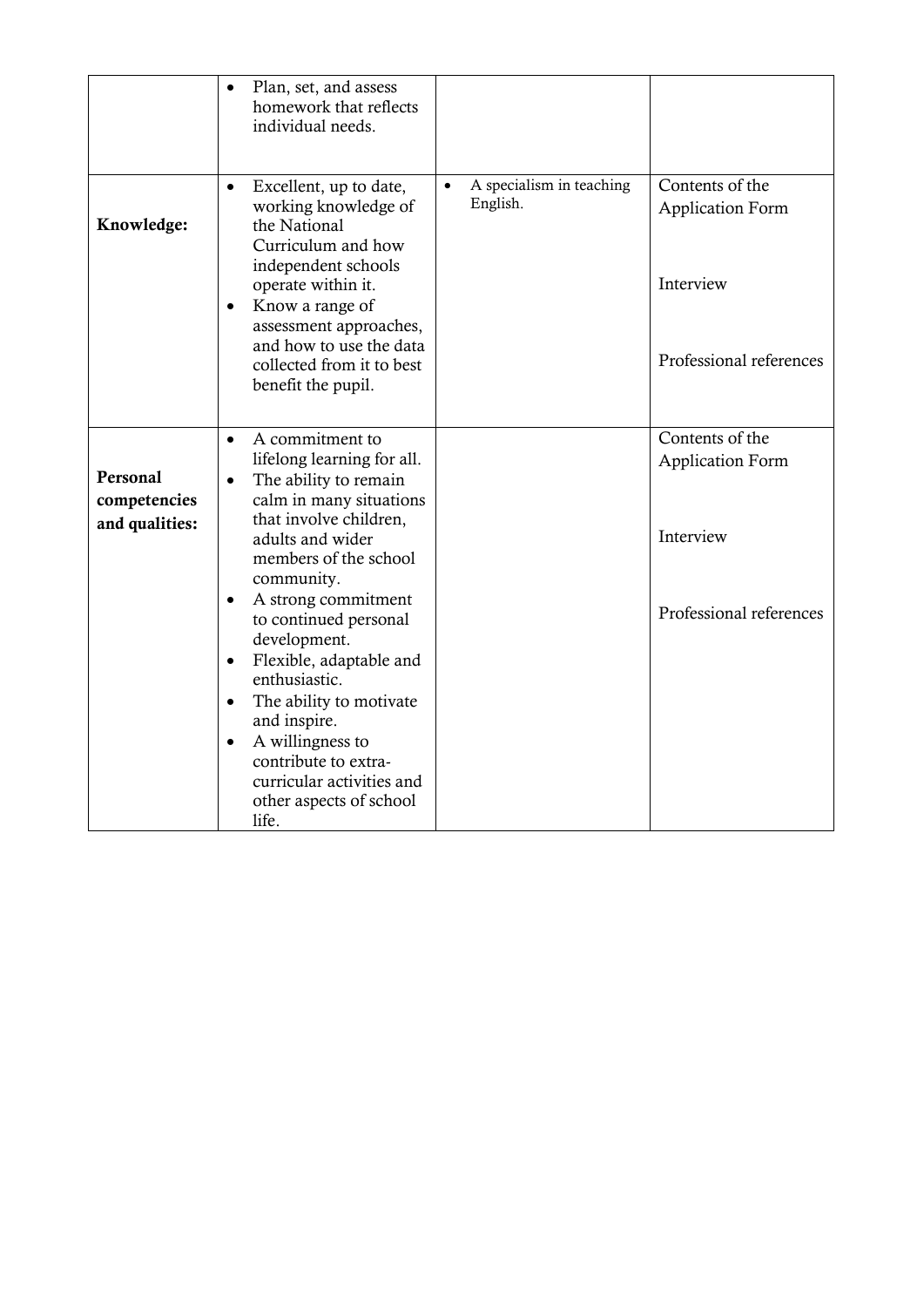| | | | |
|---|---|---|---|
| | • Plan, set, and assess homework that reflects individual needs. | | |
| **Knowledge:** | • Excellent, up to date, working knowledge of the National Curriculum and how independent schools operate within it.<br>• Know a range of assessment approaches, and how to use the data collected from it to best benefit the pupil. | • A specialism in teaching English. | Contents of the Application Form<br><br>Interview<br><br>Professional references |
| **Personal competencies and qualities:** | • A commitment to lifelong learning for all.<br>• The ability to remain calm in many situations that involve children, adults and wider members of the school community.<br>• A strong commitment to continued personal development.<br>• Flexible, adaptable and enthusiastic.<br>• The ability to motivate and inspire.<br>• A willingness to contribute to extra-curricular activities and other aspects of school life. | | Contents of the Application Form<br><br>Interview<br><br>Professional references |